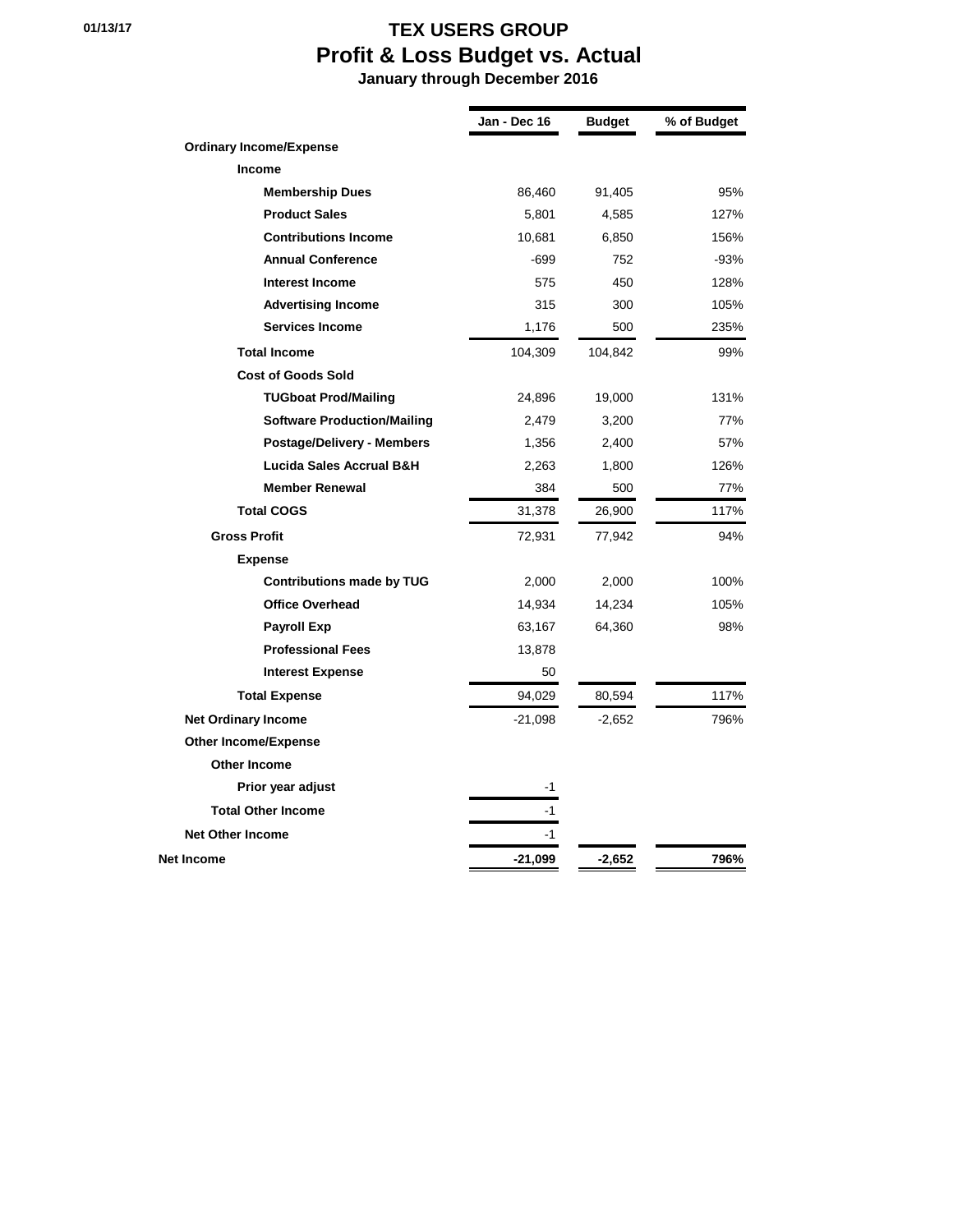01/13/17

# TEX USERS GROUP

## Profit & Loss Budget vs. Actual

### January through December 2016

| | Jan - Dec 16 | Budget | % of Budget |
|---|---|---|---|
| **Ordinary Income/Expense** | | | |
| **Income** | | | |
| **Membership Dues** | 86,460 | 91,405 | 95% |
| **Product Sales** | 5,801 | 4,585 | 127% |
| **Contributions Income** | 10,681 | 6,850 | 156% |
| **Annual Conference** | -699 | 752 | -93% |
| **Interest Income** | 575 | 450 | 128% |
| **Advertising Income** | 315 | 300 | 105% |
| **Services Income** | 1,176 | 500 | 235% |
| **Total Income** | 104,309 | 104,842 | 99% |
| **Cost of Goods Sold** | | | |
| **TUGboat Prod/Mailing** | 24,896 | 19,000 | 131% |
| **Software Production/Mailing** | 2,479 | 3,200 | 77% |
| **Postage/Delivery - Members** | 1,356 | 2,400 | 57% |
| **Lucida Sales Accrual B&H** | 2,263 | 1,800 | 126% |
| **Member Renewal** | 384 | 500 | 77% |
| **Total COGS** | 31,378 | 26,900 | 117% |
| **Gross Profit** | 72,931 | 77,942 | 94% |
| **Expense** | | | |
| **Contributions made by TUG** | 2,000 | 2,000 | 100% |
| **Office Overhead** | 14,934 | 14,234 | 105% |
| **Payroll Exp** | 63,167 | 64,360 | 98% |
| **Professional Fees** | 13,878 | | |
| **Interest Expense** | 50 | | |
| **Total Expense** | 94,029 | 80,594 | 117% |
| **Net Ordinary Income** | -21,098 | -2,652 | 796% |
| **Other Income/Expense** | | | |
| **Other Income** | | | |
| **Prior year adjust** | -1 | | |
| **Total Other Income** | -1 | | |
| **Net Other Income** | -1 | | |
| **Net Income** | **-21,099** | **-2,652** | **796%** |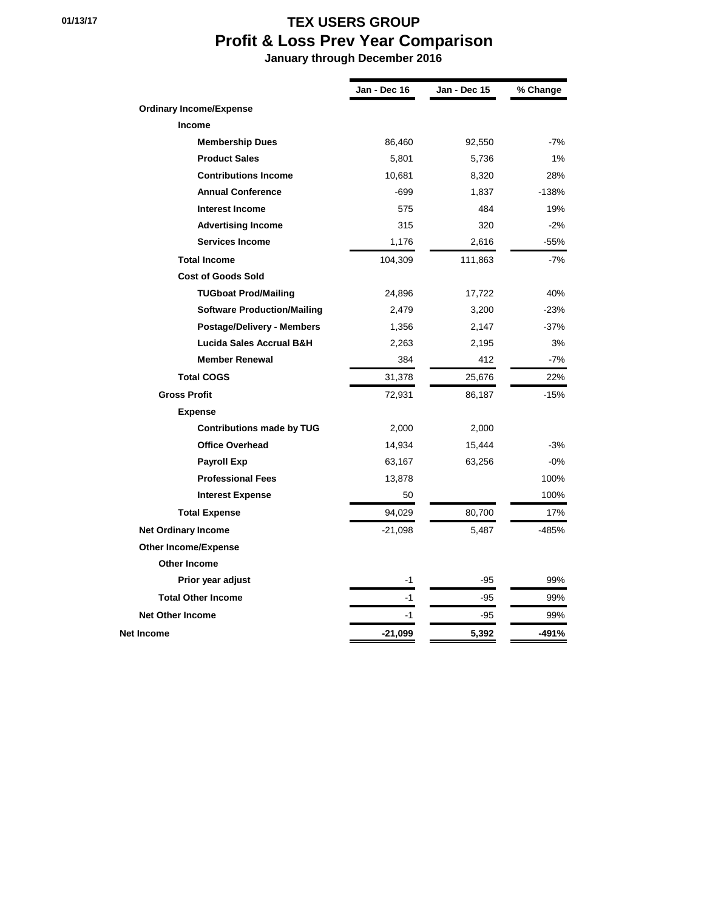01/13/17

# TEX USERS GROUP

## Profit & Loss Prev Year Comparison

**January through December 2016**

| | Jan - Dec 16 | Jan - Dec 15 | % Change |
|---|---|---|---|
| **Ordinary Income/Expense** | | | |
| **Income** | | | |
| **Membership Dues** | 86,460 | 92,550 | -7% |
| **Product Sales** | 5,801 | 5,736 | 1% |
| **Contributions Income** | 10,681 | 8,320 | 28% |
| **Annual Conference** | -699 | 1,837 | -138% |
| **Interest Income** | 575 | 484 | 19% |
| **Advertising Income** | 315 | 320 | -2% |
| **Services Income** | 1,176 | 2,616 | -55% |
| **Total Income** | 104,309 | 111,863 | -7% |
| **Cost of Goods Sold** | | | |
| **TUGboat Prod/Mailing** | 24,896 | 17,722 | 40% |
| **Software Production/Mailing** | 2,479 | 3,200 | -23% |
| **Postage/Delivery - Members** | 1,356 | 2,147 | -37% |
| **Lucida Sales Accrual B&H** | 2,263 | 2,195 | 3% |
| **Member Renewal** | 384 | 412 | -7% |
| **Total COGS** | 31,378 | 25,676 | 22% |
| **Gross Profit** | 72,931 | 86,187 | -15% |
| **Expense** | | | |
| **Contributions made by TUG** | 2,000 | 2,000 | |
| **Office Overhead** | 14,934 | 15,444 | -3% |
| **Payroll Exp** | 63,167 | 63,256 | -0% |
| **Professional Fees** | 13,878 | | 100% |
| **Interest Expense** | 50 | | 100% |
| **Total Expense** | 94,029 | 80,700 | 17% |
| **Net Ordinary Income** | -21,098 | 5,487 | -485% |
| **Other Income/Expense** | | | |
| **Other Income** | | | |
| **Prior year adjust** | -1 | -95 | 99% |
| **Total Other Income** | -1 | -95 | 99% |
| **Net Other Income** | -1 | -95 | 99% |
| **Net Income** | **-21,099** | **5,392** | **-491%** |